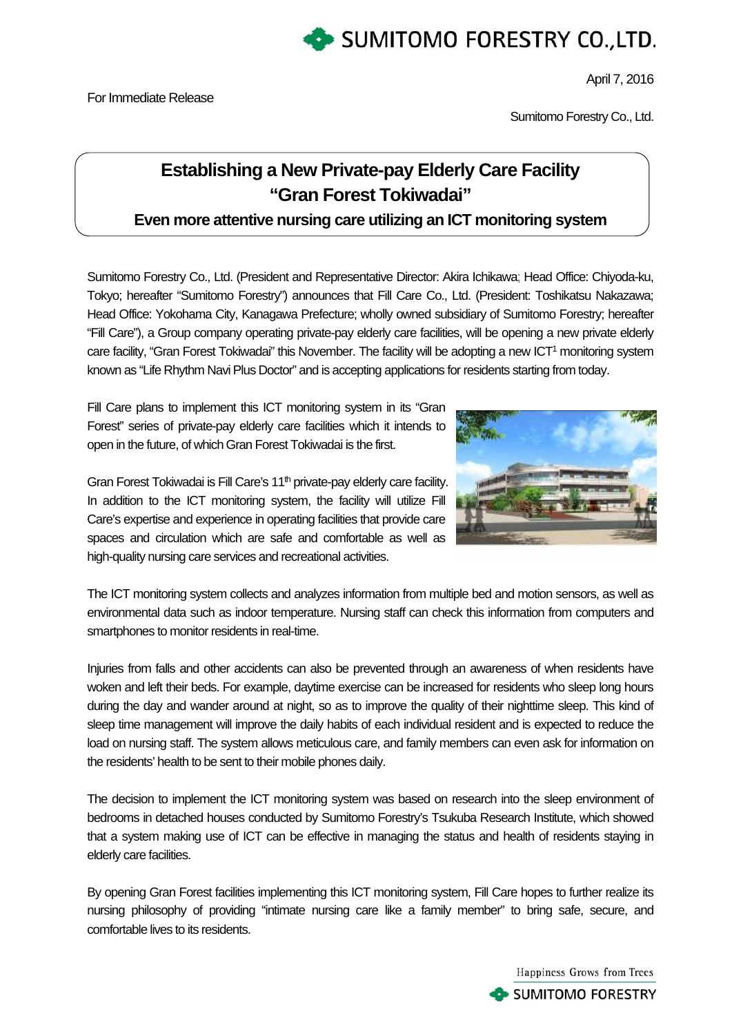SUMITOMO FORESTRY CO.,LTD.

April 7, 2016

For Immediate Release

Sumitomo Forestry Co., Ltd.

# Establishing a New Private-pay Elderly Care Facility "Gran Forest Tokiwadai"

## Even more attentive nursing care utilizing an ICT monitoring system

Sumitomo Forestry Co., Ltd. (President and Representative Director: Akira Ichikawa; Head Office: Chiyoda-ku, Tokyo; hereafter "Sumitomo Forestry") announces that Fill Care Co., Ltd. (President: Toshikatsu Nakazawa; Head Office: Yokohama City, Kanagawa Prefecture; wholly owned subsidiary of Sumitomo Forestry; hereafter "Fill Care"), a Group company operating private-pay elderly care facilities, will be opening a new private elderly care facility, "Gran Forest Tokiwadai" this November. The facility will be adopting a new ICT[1] monitoring system known as "Life Rhythm Navi Plus Doctor" and is accepting applications for residents starting from today.

Fill Care plans to implement this ICT monitoring system in its "Gran Forest" series of private-pay elderly care facilities which it intends to open in the future, of which Gran Forest Tokiwadai is the first.

Gran Forest Tokiwadai is Fill Care's 11th private-pay elderly care facility. In addition to the ICT monitoring system, the facility will utilize Fill Care's expertise and experience in operating facilities that provide care spaces and circulation which are safe and comfortable as well as high-quality nursing care services and recreational activities.

The ICT monitoring system collects and analyzes information from multiple bed and motion sensors, as well as environmental data such as indoor temperature. Nursing staff can check this information from computers and smartphones to monitor residents in real-time.

Injuries from falls and other accidents can also be prevented through an awareness of when residents have woken and left their beds. For example, daytime exercise can be increased for residents who sleep long hours during the day and wander around at night, so as to improve the quality of their nighttime sleep. This kind of sleep time management will improve the daily habits of each individual resident and is expected to reduce the load on nursing staff. The system allows meticulous care, and family members can even ask for information on the residents' health to be sent to their mobile phones daily.

The decision to implement the ICT monitoring system was based on research into the sleep environment of bedrooms in detached houses conducted by Sumitomo Forestry's Tsukuba Research Institute, which showed that a system making use of ICT can be effective in managing the status and health of residents staying in elderly care facilities.

By opening Gran Forest facilities implementing this ICT monitoring system, Fill Care hopes to further realize its nursing philosophy of providing "intimate nursing care like a family member" to bring safe, secure, and comfortable lives to its residents.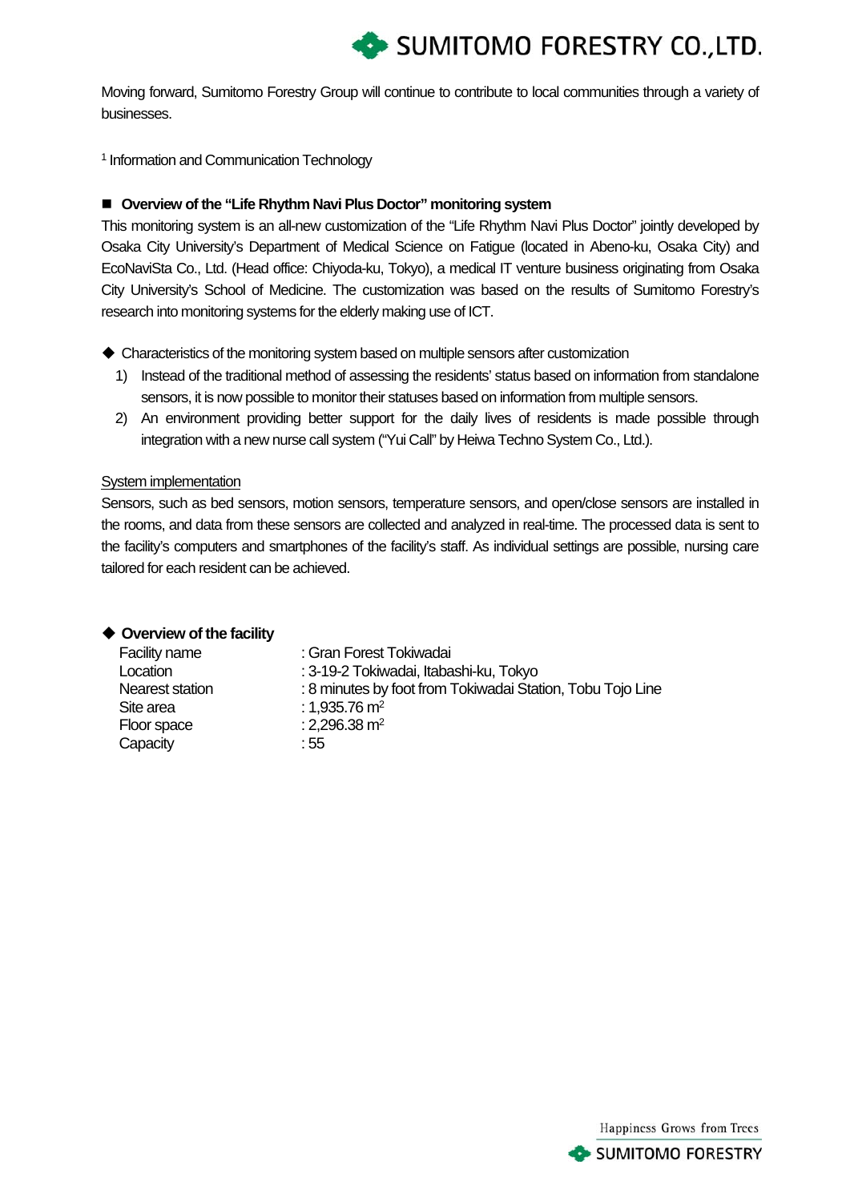Moving forward, Sumitomo Forestry Group will continue to contribute to local communities through a variety of businesses.

[1] Information and Communication Technology

## ■ Overview of the "Life Rhythm Navi Plus Doctor" monitoring system

This monitoring system is an all-new customization of the "Life Rhythm Navi Plus Doctor" jointly developed by Osaka City University's Department of Medical Science on Fatigue (located in Abeno-ku, Osaka City) and EcoNaviSta Co., Ltd. (Head office: Chiyoda-ku, Tokyo), a medical IT venture business originating from Osaka City University's School of Medicine. The customization was based on the results of Sumitomo Forestry's research into monitoring systems for the elderly making use of ICT.

◆ Characteristics of the monitoring system based on multiple sensors after customization

1) Instead of the traditional method of assessing the residents' status based on information from standalone sensors, it is now possible to monitor their statuses based on information from multiple sensors.
2) An environment providing better support for the daily lives of residents is made possible through integration with a new nurse call system ("Yui Call" by Heiwa Techno System Co., Ltd.).

<u>System implementation</u>

Sensors, such as bed sensors, motion sensors, temperature sensors, and open/close sensors are installed in the rooms, and data from these sensors are collected and analyzed in real-time. The processed data is sent to the facility's computers and smartphones of the facility's staff. As individual settings are possible, nursing care tailored for each resident can be achieved.

## ◆ Overview of the facility

| | |
|---|---|
| Facility name | : Gran Forest Tokiwadai |
| Location | : 3-19-2 Tokiwadai, Itabashi-ku, Tokyo |
| Nearest station | : 8 minutes by foot from Tokiwadai Station, Tobu Tojo Line |
| Site area | : 1,935.76 $m^2$ |
| Floor space | : 2,296.38 $m^2$ |
| Capacity | : 55 |